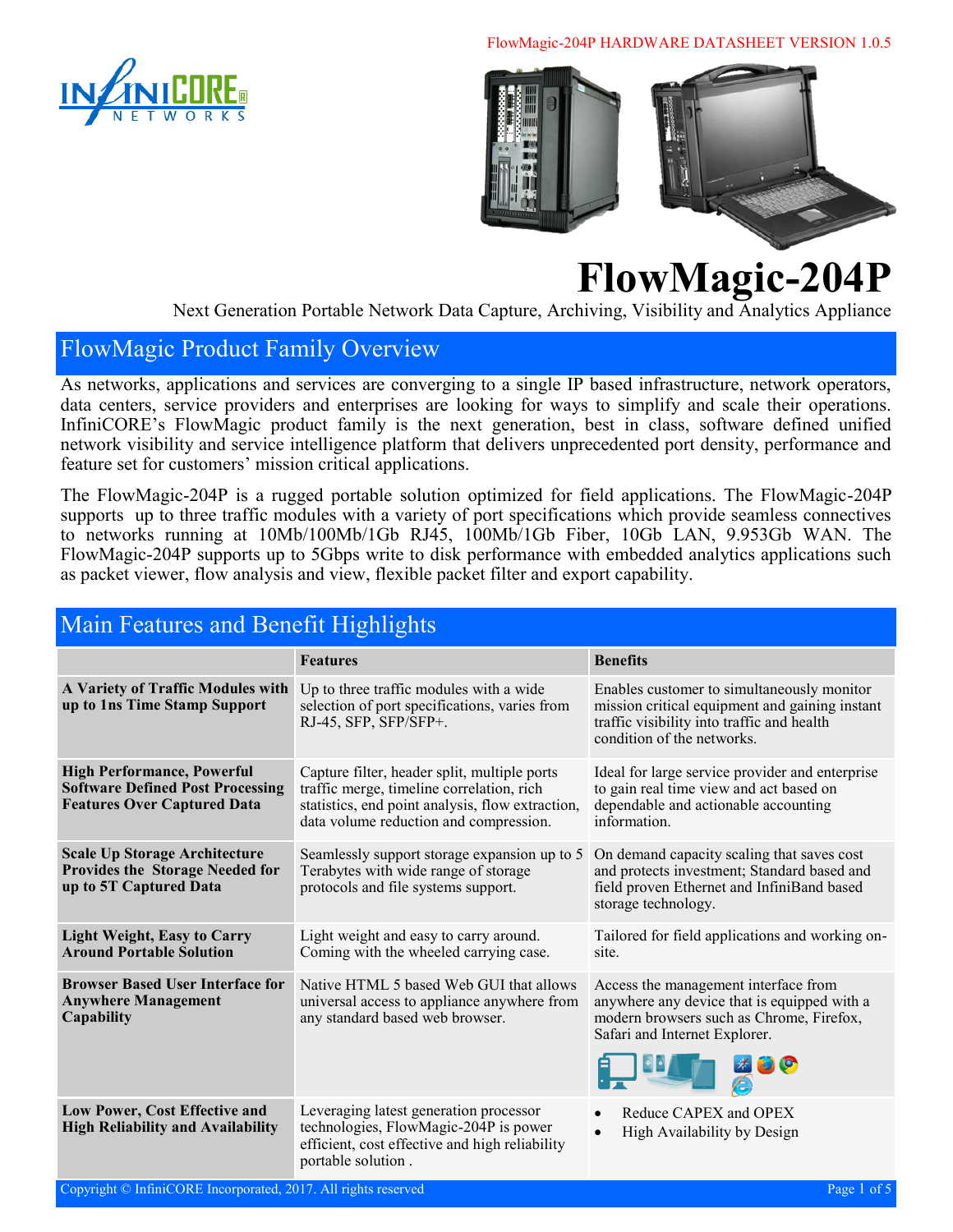# FlowMagic-204P

Next Generation Portable Network Data Capture, Archiving, Visibility and Analytics Appliance

## FlowMagic Product Family Overview

As networks, applications and services are converging to a single IP based infrastructure, network operators, data centers, service providers and enterprises are looking for ways to simplify and scale their operations. InfiniCORE's FlowMagic product family is the next generation, best in class, software defined unified network visibility and service intelligence platform that delivers unprecedented port density, performance and feature set for customers' mission critical applications.

The FlowMagic-204P is a rugged portable solution optimized for field applications. The FlowMagic-204P supports up to three traffic modules with a variety of port specifications which provide seamless connectives to networks running at 10Mb/100Mb/1Gb RJ45, 100Mb/1Gb Fiber, 10Gb LAN, 9.953Gb WAN. The FlowMagic-204P supports up to 5Gbps write to disk performance with embedded analytics applications such as packet viewer, flow analysis and view, flexible packet filter and export capability.

## Main Features and Benefit Highlights

| | Features | Benefits |
|---|---|---|
| **A Variety of Traffic Modules with up to 1ns Time Stamp Support** | Up to three traffic modules with a wide selection of port specifications, varies from RJ-45, SFP, SFP/SFP+. | Enables customer to simultaneously monitor mission critical equipment and gaining instant traffic visibility into traffic and health condition of the networks. |
| **High Performance, Powerful Software Defined Post Processing Features Over Captured Data** | Capture filter, header split, multiple ports traffic merge, timeline correlation, rich statistics, end point analysis, flow extraction, data volume reduction and compression. | Ideal for large service provider and enterprise to gain real time view and act based on dependable and actionable accounting information. |
| **Scale Up Storage Architecture Provides the Storage Needed for up to 5T Captured Data** | Seamlessly support storage expansion up to 5 Terabytes with wide range of storage protocols and file systems support. | On demand capacity scaling that saves cost and protects investment; Standard based and field proven Ethernet and InfiniBand based storage technology. |
| **Light Weight, Easy to Carry Around Portable Solution** | Light weight and easy to carry around. Coming with the wheeled carrying case. | Tailored for field applications and working on-site. |
| **Browser Based User Interface for Anywhere Management Capability** | Native HTML 5 based Web GUI that allows universal access to appliance anywhere from any standard based web browser. | Access the management interface from anywhere any device that is equipped with a modern browsers such as Chrome, Firefox, Safari and Internet Explorer. |
| **Low Power, Cost Effective and High Reliability and Availability** | Leveraging latest generation processor technologies, FlowMagic-204P is power efficient, cost effective and high reliability portable solution . | • Reduce CAPEX and OPEX<br>• High Availability by Design |

Copyright © InfiniCORE Incorporated, 2017. All rights reserved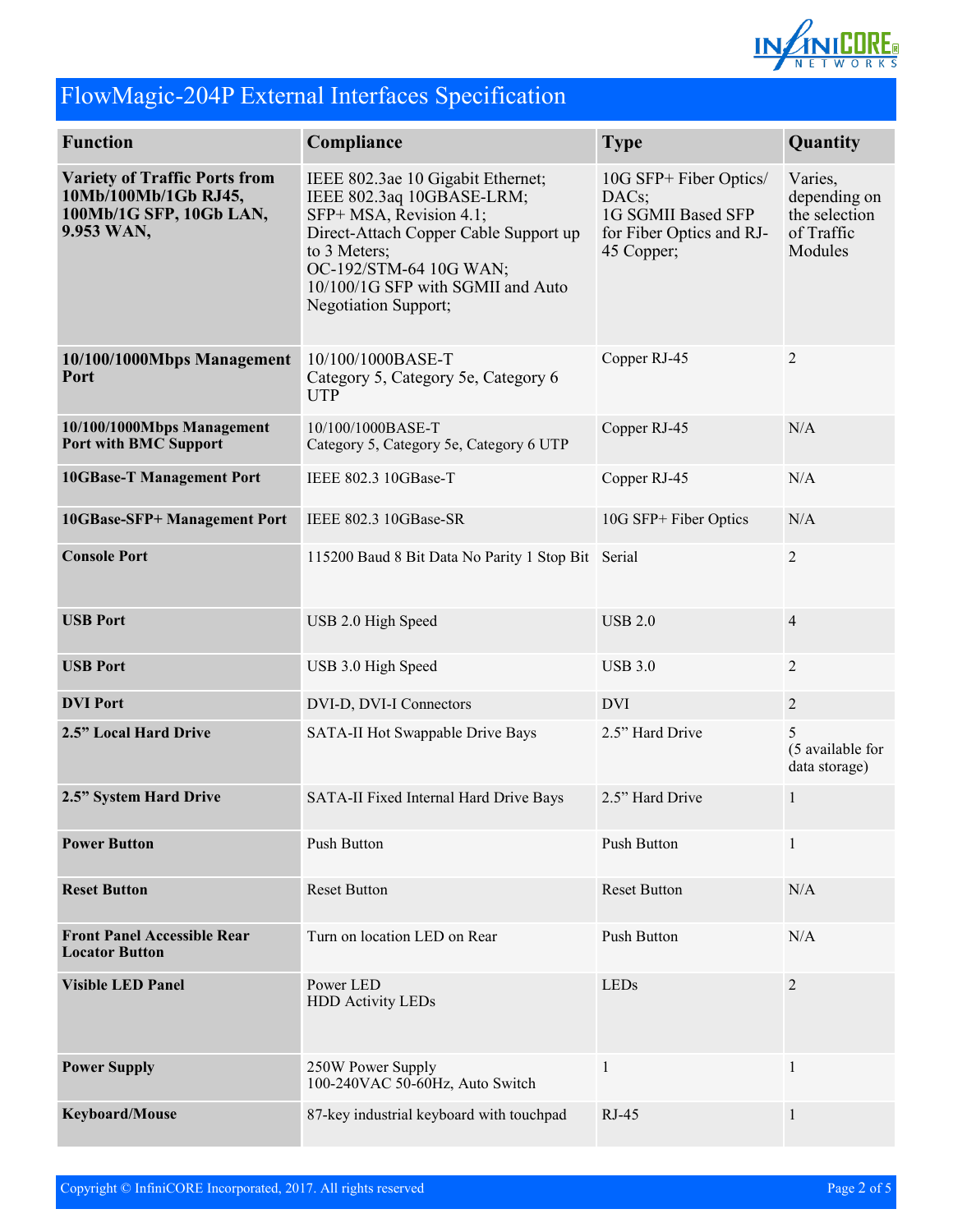# FlowMagic-204P External Interfaces Specification

| Function | Compliance | Type | Quantity |
|---|---|---|---|
| **Variety of Traffic Ports from 10Mb/100Mb/1Gb RJ45, 100Mb/1G SFP, 10Gb LAN, 9.953 WAN,** | IEEE 802.3ae 10 Gigabit Ethernet;<br>IEEE 802.3aq 10GBASE-LRM;<br>SFP+ MSA, Revision 4.1;<br>Direct-Attach Copper Cable Support up to 3 Meters;<br>OC-192/STM-64 10G WAN;<br>10/100/1G SFP with SGMII and Auto Negotiation Support; | 10G SFP+ Fiber Optics/ DACs;<br>1G SGMII Based SFP for Fiber Optics and RJ-45 Copper; | Varies, depending on the selection of Traffic Modules |
| **10/100/1000Mbps Management Port** | 10/100/1000BASE-T<br>Category 5, Category 5e, Category 6 UTP | Copper RJ-45 | 2 |
| **10/100/1000Mbps Management Port with BMC Support** | 10/100/1000BASE-T<br>Category 5, Category 5e, Category 6 UTP | Copper RJ-45 | N/A |
| **10GBase-T Management Port** | IEEE 802.3 10GBase-T | Copper RJ-45 | N/A |
| **10GBase-SFP+ Management Port** | IEEE 802.3 10GBase-SR | 10G SFP+ Fiber Optics | N/A |
| **Console Port** | 115200 Baud 8 Bit Data No Parity 1 Stop Bit | Serial | 2 |
| **USB Port** | USB 2.0 High Speed | USB 2.0 | 4 |
| **USB Port** | USB 3.0 High Speed | USB 3.0 | 2 |
| **DVI Port** | DVI-D, DVI-I Connectors | DVI | 2 |
| **2.5” Local Hard Drive** | SATA-II Hot Swappable Drive Bays | 2.5” Hard Drive | 5<br>(5 available for data storage) |
| **2.5” System Hard Drive** | SATA-II Fixed Internal Hard Drive Bays | 2.5” Hard Drive | 1 |
| **Power Button** | Push Button | Push Button | 1 |
| **Reset Button** | Reset Button | Reset Button | N/A |
| **Front Panel Accessible Rear Locator Button** | Turn on location LED on Rear | Push Button | N/A |
| **Visible LED Panel** | Power LED<br>HDD Activity LEDs | LEDs | 2 |
| **Power Supply** | 250W Power Supply<br>100-240VAC 50-60Hz, Auto Switch | 1 | 1 |
| **Keyboard/Mouse** | 87-key industrial keyboard with touchpad | RJ-45 | 1 |

Copyright © InfiniCORE Incorporated, 2017. All rights reserved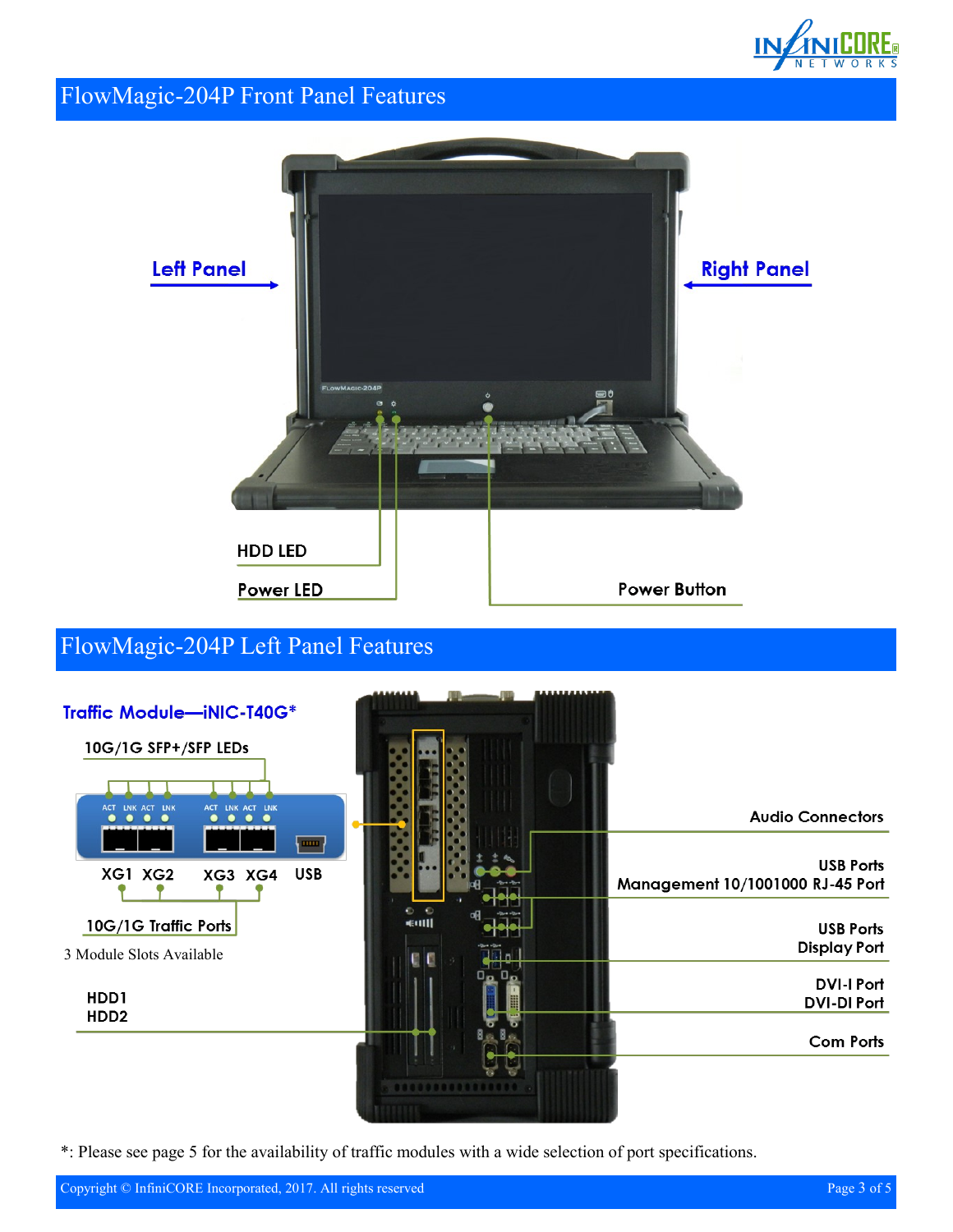## FlowMagic-204P Front Panel Features

Left Panel

Right Panel

HDD LED

Power LED

Power Button

## FlowMagic-204P Left Panel Features

**Traffic Module—iNIC-T40G***

10G/1G SFP+/SFP LEDs

ACT LNK ACT LNK ACT LNK ACT LNK

XG1 XG2 XG3 XG4 USB

10G/1G Traffic Ports

3 Module Slots Available

HDD1
HDD2

Audio Connectors

USB Ports
Management 10/1001000 RJ-45 Port

USB Ports
Display Port

DVI-I Port
DVI-DI Port

Com Ports

*: Please see page 5 for the availability of traffic modules with a wide selection of port specifications.

Copyright © InfiniCORE Incorporated, 2017. All rights reserved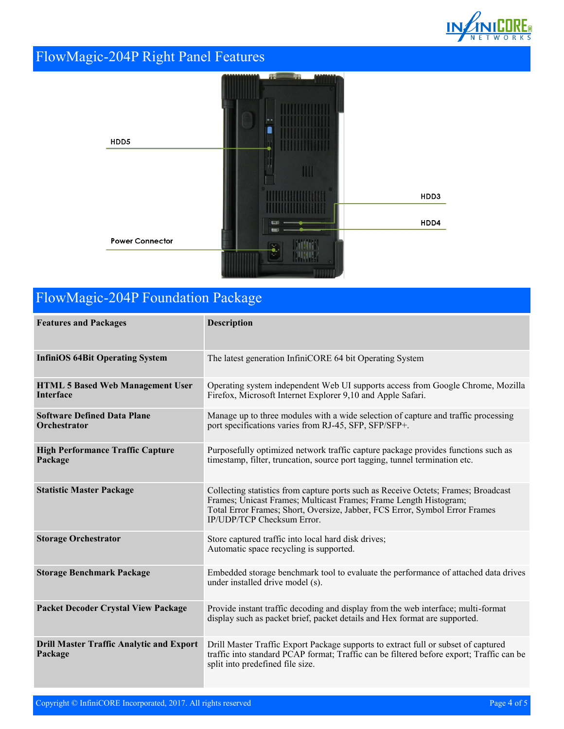## FlowMagic-204P Right Panel Features

HDD5

HDD3

HDD4

Power Connector

## FlowMagic-204P Foundation Package

| Features and Packages | Description |
|---|---|
| **InfiniOS 64Bit Operating System** | The latest generation InfiniCORE 64 bit Operating System |
| **HTML 5 Based Web Management User Interface** | Operating system independent Web UI supports access from Google Chrome, Mozilla Firefox, Microsoft Internet Explorer 9,10 and Apple Safari. |
| **Software Defined Data Plane Orchestrator** | Manage up to three modules with a wide selection of capture and traffic processing port specifications varies from RJ-45, SFP, SFP/SFP+. |
| **High Performance Traffic Capture Package** | Purposefully optimized network traffic capture package provides functions such as timestamp, filter, truncation, source port tagging, tunnel termination etc. |
| **Statistic Master Package** | Collecting statistics from capture ports such as Receive Octets; Frames; Broadcast Frames; Unicast Frames; Multicast Frames; Frame Length Histogram; Total Error Frames; Short, Oversize, Jabber, FCS Error, Symbol Error Frames IP/UDP/TCP Checksum Error. |
| **Storage Orchestrator** | Store captured traffic into local hard disk drives; Automatic space recycling is supported. |
| **Storage Benchmark Package** | Embedded storage benchmark tool to evaluate the performance of attached data drives under installed drive model (s). |
| **Packet Decoder Crystal View Package** | Provide instant traffic decoding and display from the web interface; multi-format display such as packet brief, packet details and Hex format are supported. |
| **Drill Master Traffic Analytic and Export Package** | Drill Master Traffic Export Package supports to extract full or subset of captured traffic into standard PCAP format; Traffic can be filtered before export; Traffic can be split into predefined file size. |

Copyright © InfiniCORE Incorporated, 2017. All rights reserved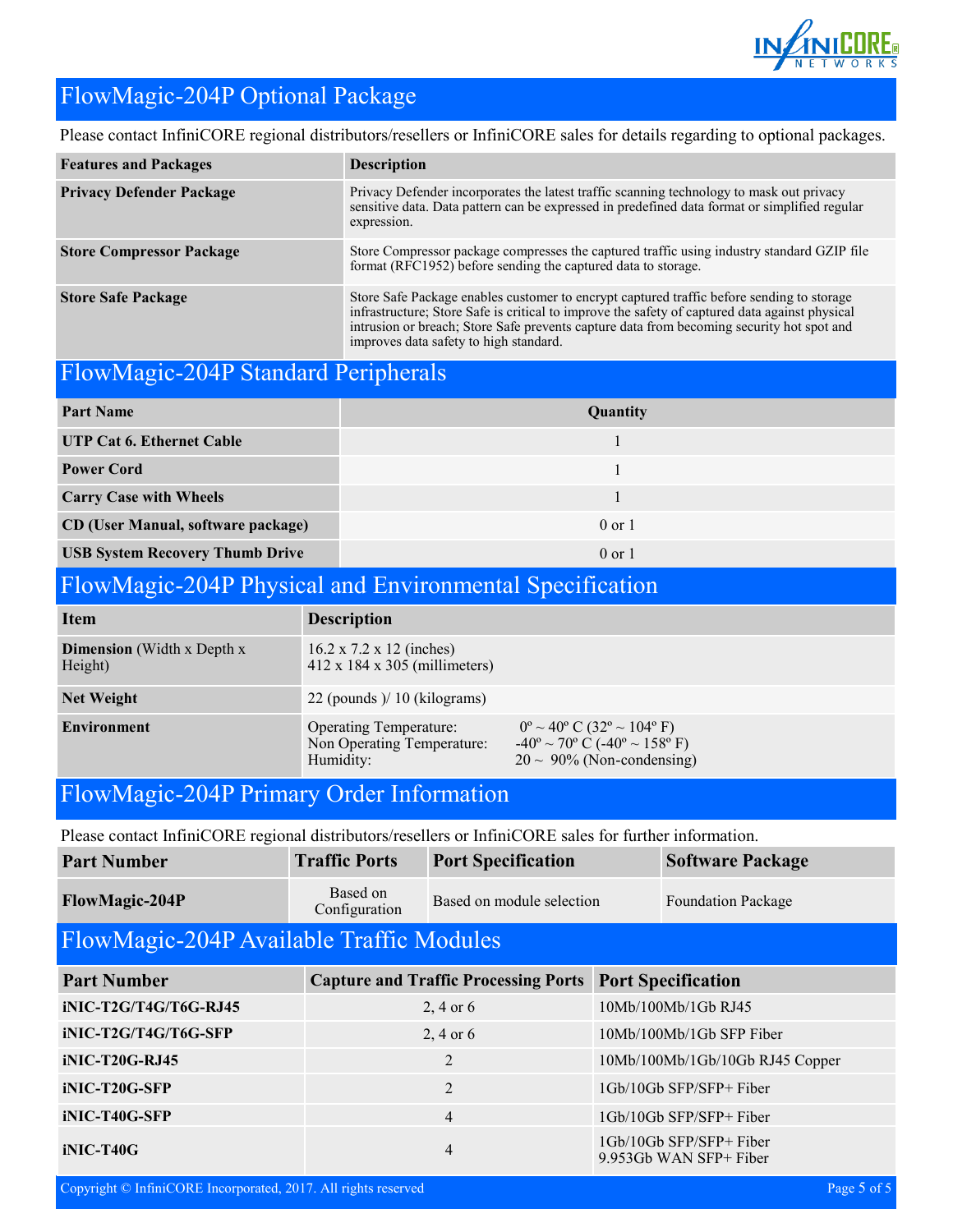## FlowMagic-204P Optional Package

Please contact InfiniCORE regional distributors/resellers or InfiniCORE sales for details regarding to optional packages.

| Features and Packages | Description |
|---|---|
| **Privacy Defender Package** | Privacy Defender incorporates the latest traffic scanning technology to mask out privacy sensitive data. Data pattern can be expressed in predefined data format or simplified regular expression. |
| **Store Compressor Package** | Store Compressor package compresses the captured traffic using industry standard GZIP file format (RFC1952) before sending the captured data to storage. |
| **Store Safe Package** | Store Safe Package enables customer to encrypt captured traffic before sending to storage infrastructure; Store Safe is critical to improve the safety of captured data against physical intrusion or breach; Store Safe prevents capture data from becoming security hot spot and improves data safety to high standard. |

## FlowMagic-204P Standard Peripherals

| Part Name | Quantity |
|---|---|
| **UTP Cat 6. Ethernet Cable** | 1 |
| **Power Cord** | 1 |
| **Carry Case with Wheels** | 1 |
| **CD (User Manual, software package)** | 0 or 1 |
| **USB System Recovery Thumb Drive** | 0 or 1 |

## FlowMagic-204P Physical and Environmental Specification

| Item | Description |
|---|---|
| **Dimension** (Width x Depth x Height) | 16.2 x 7.2 x 12 (inches)<br>412 x 184 x 305 (millimeters) |
| **Net Weight** | 22 (pounds )/ 10 (kilograms) |
| **Environment** | Operating Temperature: 0º ~ 40º C (32º ~ 104º F)<br>Non Operating Temperature: -40º ~ 70º C (-40º ~ 158º F)<br>Humidity: 20 ~ 90% (Non-condensing) |

## FlowMagic-204P Primary Order Information

Please contact InfiniCORE regional distributors/resellers or InfiniCORE sales for further information.

| Part Number | Traffic Ports | Port Specification | Software Package |
|---|---|---|---|
| **FlowMagic-204P** | Based on Configuration | Based on module selection | Foundation Package |

## FlowMagic-204P Available Traffic Modules

| Part Number | Capture and Traffic Processing Ports | Port Specification |
|---|---|---|
| **iNIC-T2G/T4G/T6G-RJ45** | 2, 4 or 6 | 10Mb/100Mb/1Gb RJ45 |
| **iNIC-T2G/T4G/T6G-SFP** | 2, 4 or 6 | 10Mb/100Mb/1Gb SFP Fiber |
| **iNIC-T20G-RJ45** | 2 | 10Mb/100Mb/1Gb/10Gb RJ45 Copper |
| **iNIC-T20G-SFP** | 2 | 1Gb/10Gb SFP/SFP+ Fiber |
| **iNIC-T40G-SFP** | 4 | 1Gb/10Gb SFP/SFP+ Fiber |
| **iNIC-T40G** | 4 | 1Gb/10Gb SFP/SFP+ Fiber<br>9.953Gb WAN SFP+ Fiber |

Copyright © InfiniCORE Incorporated, 2017. All rights reserved